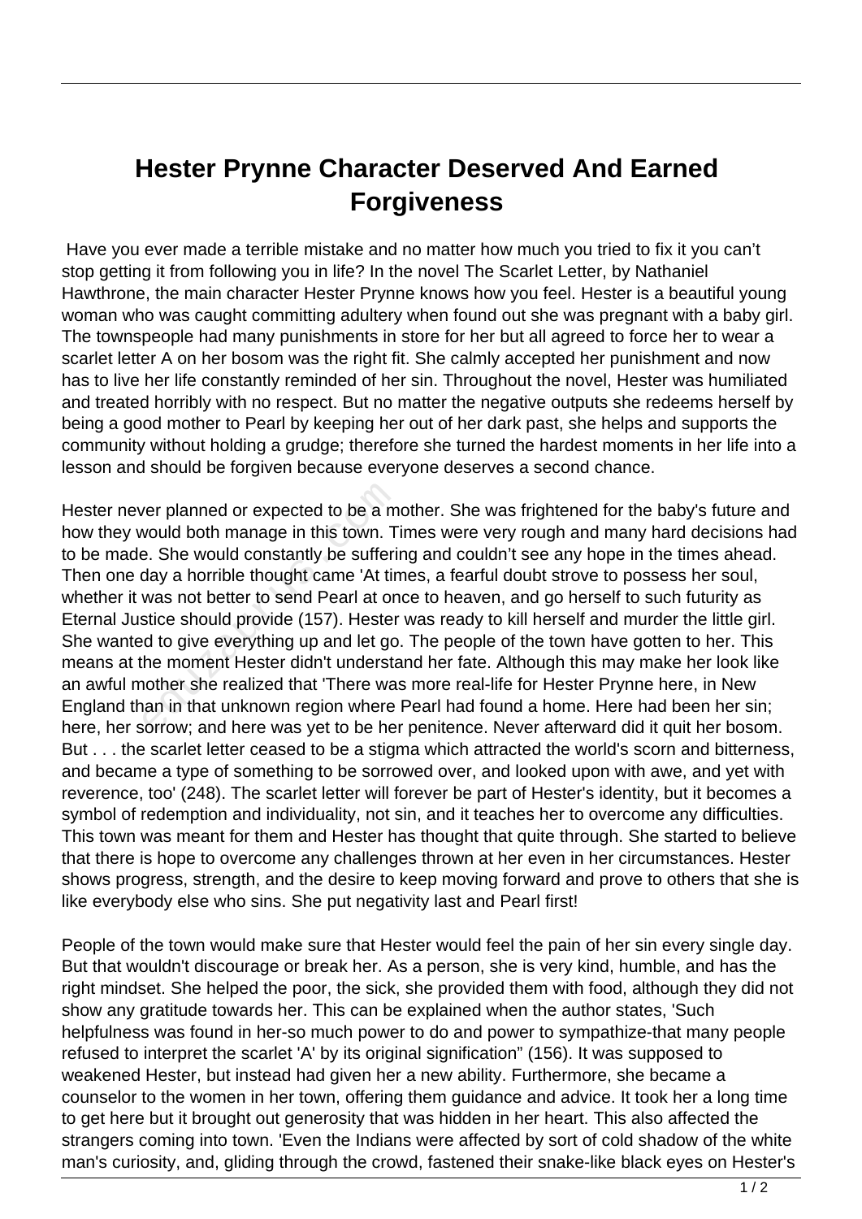# Hester Prynne Character Deserved And Earned Forgiveness

Have you ever made a terrible mistake and no matter how much you tried to fix it you can't stop getting it from following you in life? In the novel The Scarlet Letter, by Nathaniel Hawthrone, the main character Hester Prynne knows how you feel. Hester is a beautiful young woman who was caught committing adultery when found out she was pregnant with a baby girl. The townspeople had many punishments in store for her but all agreed to force her to wear a scarlet letter A on her bosom was the right fit. She calmly accepted her punishment and now has to live her life constantly reminded of her sin. Throughout the novel, Hester was humiliated and treated horribly with no respect. But no matter the negative outputs she redeems herself by being a good mother to Pearl by keeping her out of her dark past, she helps and supports the community without holding a grudge; therefore she turned the hardest moments in her life into a lesson and should be forgiven because everyone deserves a second chance.

Hester never planned or expected to be a mother. She was frightened for the baby's future and how they would both manage in this town. Times were very rough and many hard decisions had to be made. She would constantly be suffering and couldn't see any hope in the times ahead. Then one day a horrible thought came 'At times, a fearful doubt strove to possess her soul, whether it was not better to send Pearl at once to heaven, and go herself to such futurity as Eternal Justice should provide (157). Hester was ready to kill herself and murder the little girl. She wanted to give everything up and let go. The people of the town have gotten to her. This means at the moment Hester didn't understand her fate. Although this may make her look like an awful mother she realized that 'There was more real-life for Hester Prynne here, in New England than in that unknown region where Pearl had found a home. Here had been her sin; here, her sorrow; and here was yet to be her penitence. Never afterward did it quit her bosom. But . . . the scarlet letter ceased to be a stigma which attracted the world's scorn and bitterness, and became a type of something to be sorrowed over, and looked upon with awe, and yet with reverence, too' (248). The scarlet letter will forever be part of Hester's identity, but it becomes a symbol of redemption and individuality, not sin, and it teaches her to overcome any difficulties. This town was meant for them and Hester has thought that quite through. She started to believe that there is hope to overcome any challenges thrown at her even in her circumstances. Hester shows progress, strength, and the desire to keep moving forward and prove to others that she is like everybody else who sins. She put negativity last and Pearl first!

People of the town would make sure that Hester would feel the pain of her sin every single day. But that wouldn't discourage or break her. As a person, she is very kind, humble, and has the right mindset. She helped the poor, the sick, she provided them with food, although they did not show any gratitude towards her. This can be explained when the author states, 'Such helpfulness was found in her-so much power to do and power to sympathize-that many people refused to interpret the scarlet 'A' by its original signification" (156). It was supposed to weakened Hester, but instead had given her a new ability. Furthermore, she became a counselor to the women in her town, offering them guidance and advice. It took her a long time to get here but it brought out generosity that was hidden in her heart. This also affected the strangers coming into town. 'Even the Indians were affected by sort of cold shadow of the white man's curiosity, and, gliding through the crowd, fastened their snake-like black eyes on Hester's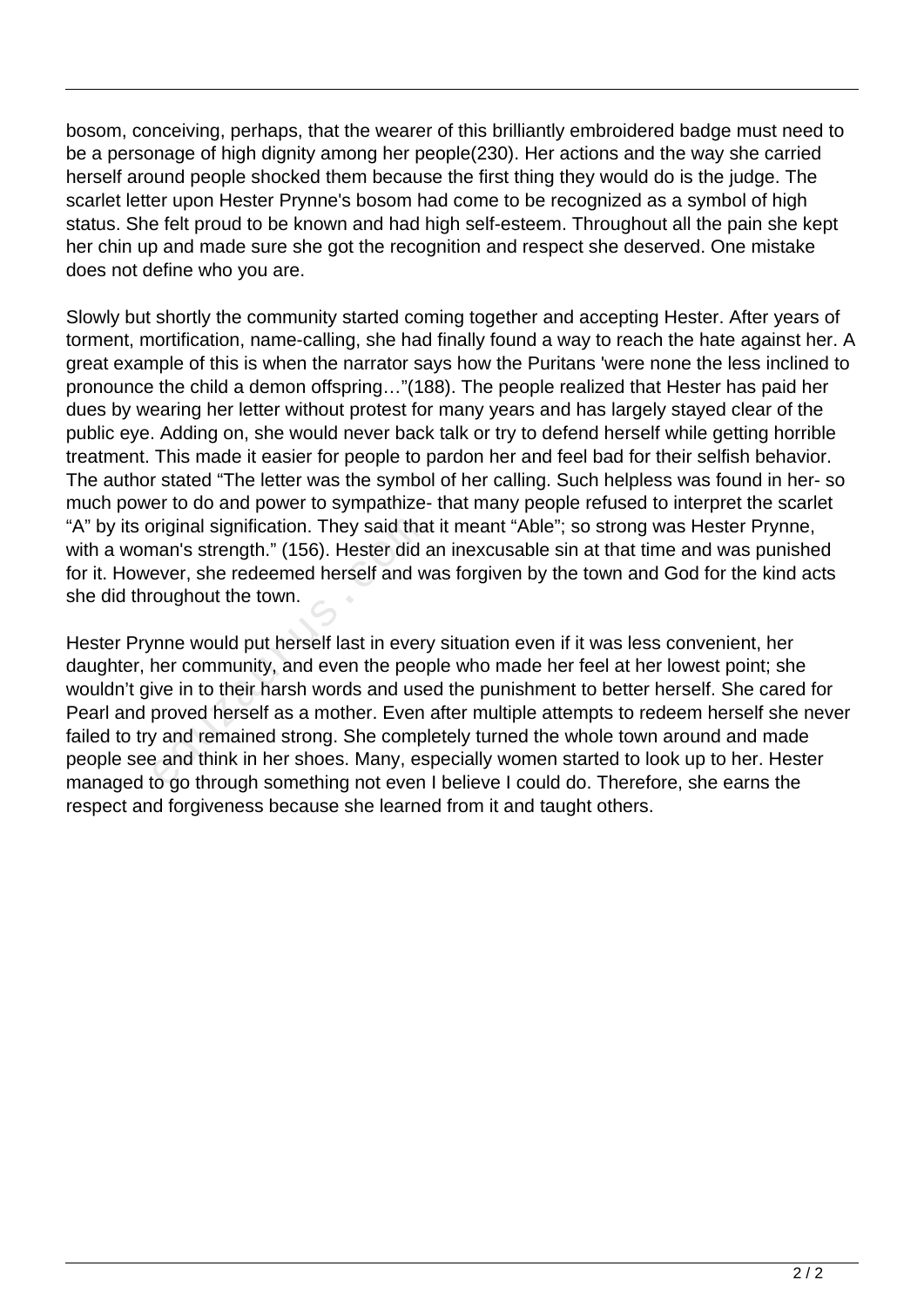bosom, conceiving, perhaps, that the wearer of this brilliantly embroidered badge must need to be a personage of high dignity among her people(230). Her actions and the way she carried herself around people shocked them because the first thing they would do is the judge. The scarlet letter upon Hester Prynne's bosom had come to be recognized as a symbol of high status. She felt proud to be known and had high self-esteem. Throughout all the pain she kept her chin up and made sure she got the recognition and respect she deserved. One mistake does not define who you are.

Slowly but shortly the community started coming together and accepting Hester. After years of torment, mortification, name-calling, she had finally found a way to reach the hate against her. A great example of this is when the narrator says how the Puritans 'were none the less inclined to pronounce the child a demon offspring…"(188). The people realized that Hester has paid her dues by wearing her letter without protest for many years and has largely stayed clear of the public eye. Adding on, she would never back talk or try to defend herself while getting horrible treatment. This made it easier for people to pardon her and feel bad for their selfish behavior. The author stated "The letter was the symbol of her calling. Such helpless was found in her- so much power to do and power to sympathize- that many people refused to interpret the scarlet "A" by its original signification. They said that it meant "Able"; so strong was Hester Prynne, with a woman's strength." (156). Hester did an inexcusable sin at that time and was punished for it. However, she redeemed herself and was forgiven by the town and God for the kind acts she did throughout the town.

Hester Prynne would put herself last in every situation even if it was less convenient, her daughter, her community, and even the people who made her feel at her lowest point; she wouldn't give in to their harsh words and used the punishment to better herself. She cared for Pearl and proved herself as a mother. Even after multiple attempts to redeem herself she never failed to try and remained strong. She completely turned the whole town around and made people see and think in her shoes. Many, especially women started to look up to her. Hester managed to go through something not even I believe I could do. Therefore, she earns the respect and forgiveness because she learned from it and taught others.